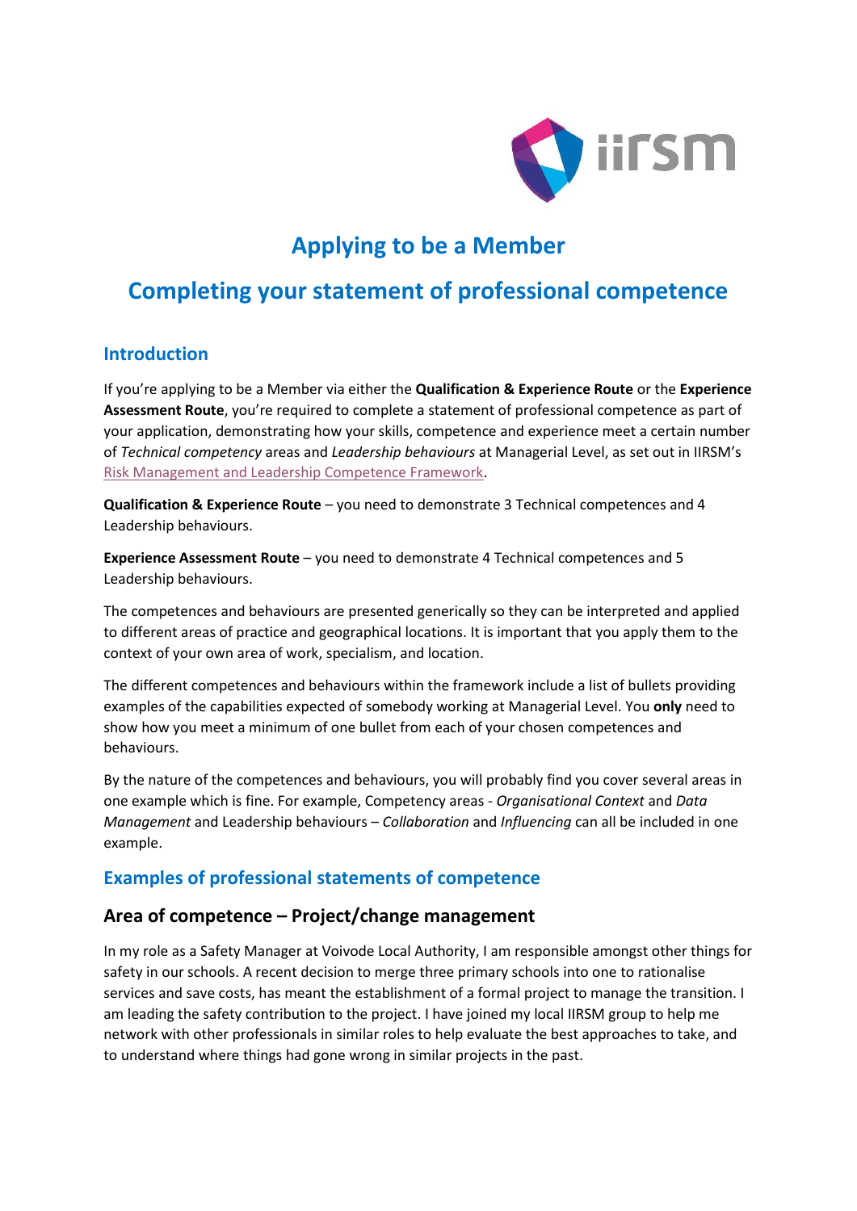# Applying to be a Member

# Completing your statement of professional competence

## Introduction

If you're applying to be a Member via either the **Qualification & Experience Route** or the **Experience Assessment Route**, you're required to complete a statement of professional competence as part of your application, demonstrating how your skills, competence and experience meet a certain number of *Technical competency* areas and *Leadership behaviours* at Managerial Level, as set out in IIRSM's Risk Management and Leadership Competence Framework.

**Qualification & Experience Route** – you need to demonstrate 3 Technical competences and 4 Leadership behaviours.

**Experience Assessment Route** – you need to demonstrate 4 Technical competences and 5 Leadership behaviours.

The competences and behaviours are presented generically so they can be interpreted and applied to different areas of practice and geographical locations. It is important that you apply them to the context of your own area of work, specialism, and location.

The different competences and behaviours within the framework include a list of bullets providing examples of the capabilities expected of somebody working at Managerial Level. You **only** need to show how you meet a minimum of one bullet from each of your chosen competences and behaviours.

By the nature of the competences and behaviours, you will probably find you cover several areas in one example which is fine. For example, Competency areas - *Organisational Context* and *Data Management* and Leadership behaviours – *Collaboration* and *Influencing* can all be included in one example.

## Examples of professional statements of competence

### Area of competence – Project/change management

In my role as a Safety Manager at Voivode Local Authority, I am responsible amongst other things for safety in our schools. A recent decision to merge three primary schools into one to rationalise services and save costs, has meant the establishment of a formal project to manage the transition. I am leading the safety contribution to the project. I have joined my local IIRSM group to help me network with other professionals in similar roles to help evaluate the best approaches to take, and to understand where things had gone wrong in similar projects in the past.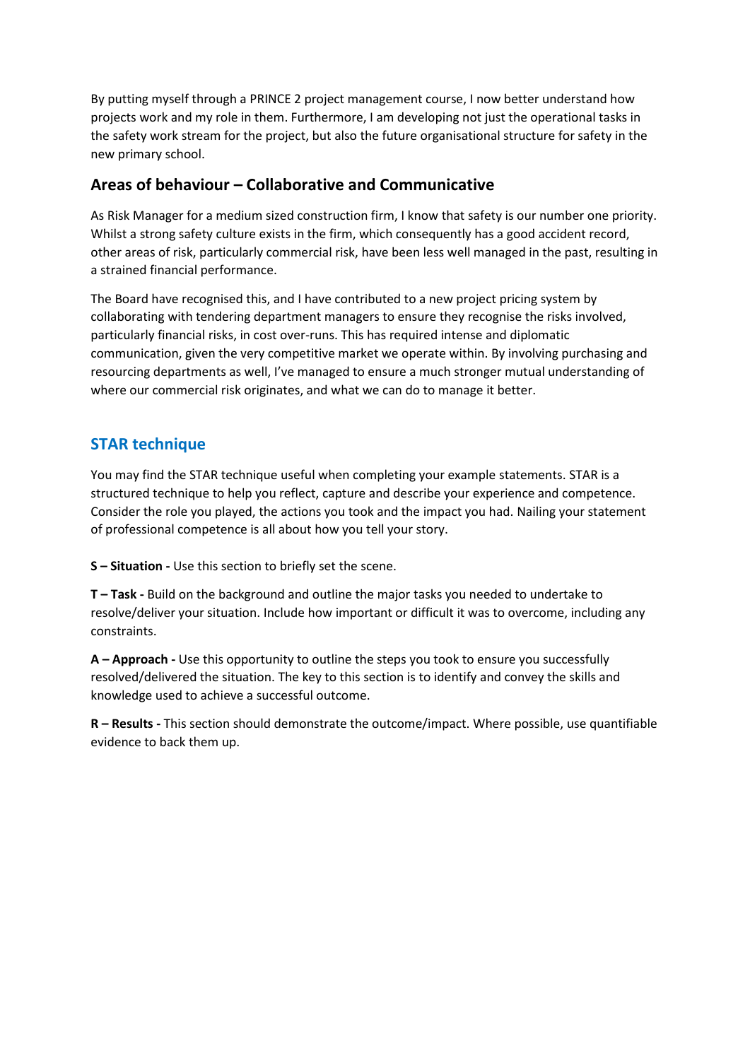By putting myself through a PRINCE 2 project management course, I now better understand how projects work and my role in them. Furthermore, I am developing not just the operational tasks in the safety work stream for the project, but also the future organisational structure for safety in the new primary school.

### Areas of behaviour – Collaborative and Communicative

As Risk Manager for a medium sized construction firm, I know that safety is our number one priority. Whilst a strong safety culture exists in the firm, which consequently has a good accident record, other areas of risk, particularly commercial risk, have been less well managed in the past, resulting in a strained financial performance.

The Board have recognised this, and I have contributed to a new project pricing system by collaborating with tendering department managers to ensure they recognise the risks involved, particularly financial risks, in cost over-runs. This has required intense and diplomatic communication, given the very competitive market we operate within. By involving purchasing and resourcing departments as well, I've managed to ensure a much stronger mutual understanding of where our commercial risk originates, and what we can do to manage it better.

## STAR technique

You may find the STAR technique useful when completing your example statements. STAR is a structured technique to help you reflect, capture and describe your experience and competence. Consider the role you played, the actions you took and the impact you had. Nailing your statement of professional competence is all about how you tell your story.

**S – Situation -** Use this section to briefly set the scene.

**T – Task -** Build on the background and outline the major tasks you needed to undertake to resolve/deliver your situation. Include how important or difficult it was to overcome, including any constraints.

**A – Approach -** Use this opportunity to outline the steps you took to ensure you successfully resolved/delivered the situation. The key to this section is to identify and convey the skills and knowledge used to achieve a successful outcome.

**R – Results -** This section should demonstrate the outcome/impact. Where possible, use quantifiable evidence to back them up.